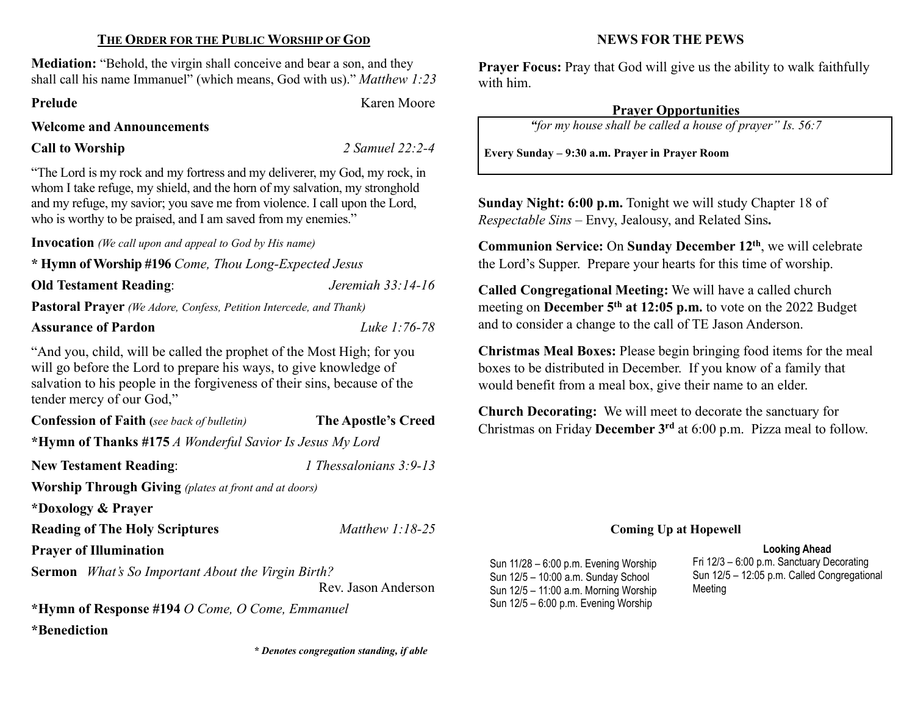## THE ORDER FOR THE PUBLIC WORSHIP OF GOD

**Mediation:** "Behold, the virgin shall conceive and bear a son, and they shall call his name Immanuel" (which means, God with us)." *Matthew 1:23*

**Prelude** Karen Moore

**Welcome and Announcements**

**Call to Worship** *2 Samuel 22:2-4*

"The Lord is my rock and my fortress and my deliverer, my God, my rock, in whom I take refuge, my shield, and the horn of my salvation, my stronghold and my refuge, my savior; you save me from violence. I call upon the Lord, who is worthy to be praised, and I am saved from my enemies."

**Invocation** *(We call upon and appeal to God by His name)*

**\* Hymn of Worship #196** *Come, Thou Long-Expected Jesus*

**Old Testament Reading**: *Jeremiah 33:14-16*

**Pastoral Prayer** *(We Adore, Confess, Petition Intercede, and Thank)*

**Assurance of Pardon** *Luke 1:76-78*

"And you, child, will be called the prophet of the Most High; for you will go before the Lord to prepare his ways, to give knowledge of salvation to his people in the forgiveness of their sins, because of the tender mercy of our God,"

**Confession of Faith (***see back of bulletin***)** **The Apostle's Creed**

**\*Hymn of Thanks #175** *A Wonderful Savior Is Jesus My Lord*

**New Testament Reading**: *1 Thessalonians 3:9-13*

**Worship Through Giving** *(plates at front and at doors)*

**\*Doxology & Prayer**

**Reading of The Holy Scriptures** *Matthew 1:18-25*

**Prayer of Illumination**

**Sermon** *What's So Important About the Virgin Birth?*
Rev. Jason Anderson

**\*Hymn of Response #194** *O Come, O Come, Emmanuel*

**\*Benediction**

***\* Denotes congregation standing, if able***

## NEWS FOR THE PEWS

**Prayer Focus:** Pray that God will give us the ability to walk faithfully with him.

### Prayer Opportunities

*"for my house shall be called a house of prayer" Is. 56:7*

**Every Sunday – 9:30 a.m. Prayer in Prayer Room**

**Sunday Night: 6:00 p.m.** Tonight we will study Chapter 18 of *Respectable Sins* – Envy, Jealousy, and Related Sins**.**

**Communion Service:** On **Sunday December 12th**, we will celebrate the Lord's Supper. Prepare your hearts for this time of worship.

**Called Congregational Meeting:** We will have a called church meeting on **December 5th at 12:05 p.m.** to vote on the 2022 Budget and to consider a change to the call of TE Jason Anderson.

**Christmas Meal Boxes:** Please begin bringing food items for the meal boxes to be distributed in December. If you know of a family that would benefit from a meal box, give their name to an elder.

**Church Decorating:** We will meet to decorate the sanctuary for Christmas on Friday **December 3rd** at 6:00 p.m. Pizza meal to follow.

### Coming Up at Hopewell

Sun 11/28 – 6:00 p.m. Evening Worship
Sun 12/5 – 10:00 a.m. Sunday School
Sun 12/5 – 11:00 a.m. Morning Worship
Sun 12/5 – 6:00 p.m. Evening Worship

**Looking Ahead**

Fri 12/3 – 6:00 p.m. Sanctuary Decorating
Sun 12/5 – 12:05 p.m. Called Congregational Meeting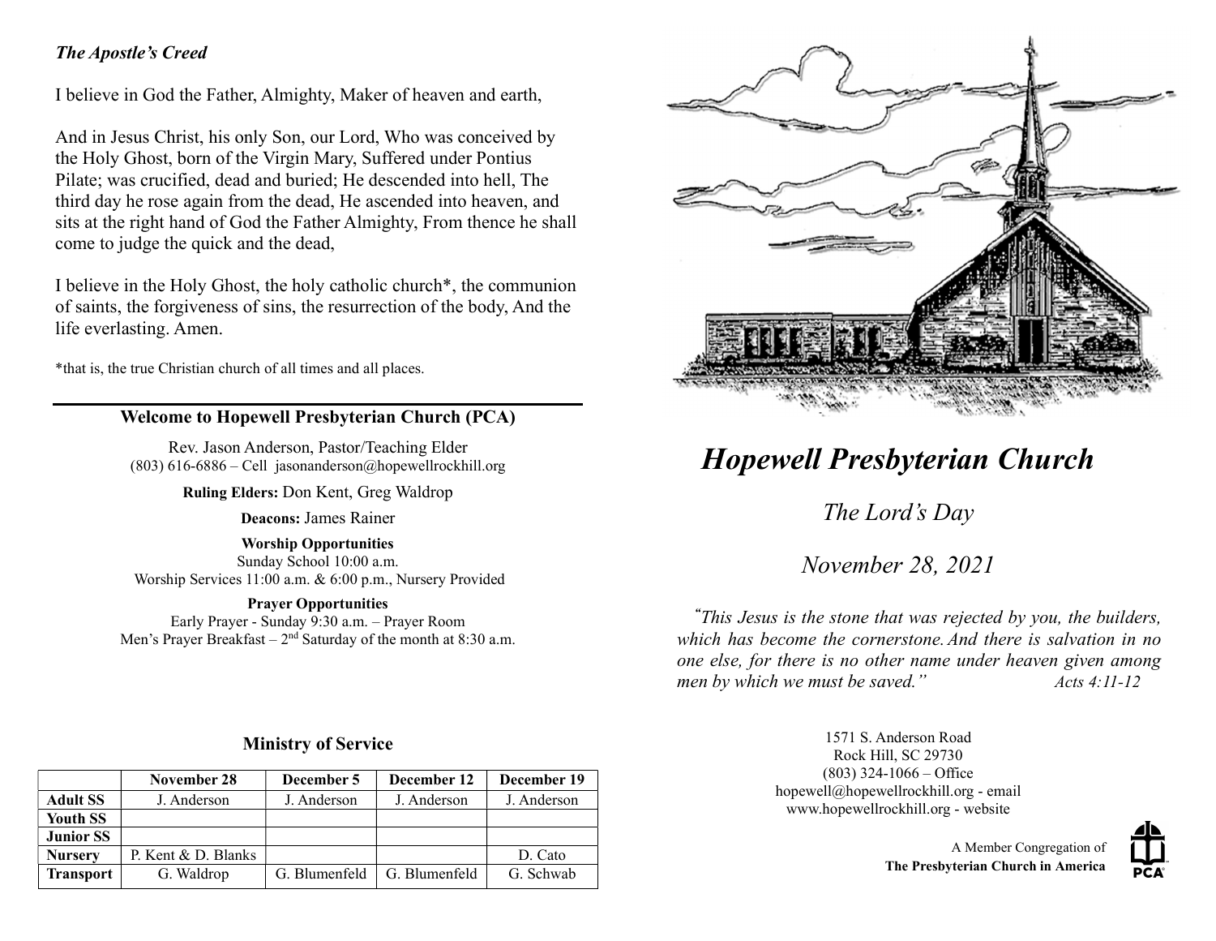***The Apostle's Creed***

I believe in God the Father, Almighty, Maker of heaven and earth,

And in Jesus Christ, his only Son, our Lord, Who was conceived by the Holy Ghost, born of the Virgin Mary, Suffered under Pontius Pilate; was crucified, dead and buried; He descended into hell, The third day he rose again from the dead, He ascended into heaven, and sits at the right hand of God the Father Almighty, From thence he shall come to judge the quick and the dead,

I believe in the Holy Ghost, the holy catholic church*, the communion of saints, the forgiveness of sins, the resurrection of the body, And the life everlasting. Amen.

*that is, the true Christian church of all times and all places.

---

### Welcome to Hopewell Presbyterian Church (PCA)

Rev. Jason Anderson, Pastor/Teaching Elder
(803) 616-6886 – Cell jasonanderson@hopewellrockhill.org

**Ruling Elders:** Don Kent, Greg Waldrop

**Deacons:** James Rainer

**Worship Opportunities**
Sunday School 10:00 a.m.
Worship Services 11:00 a.m. & 6:00 p.m., Nursery Provided

**Prayer Opportunities**
Early Prayer - Sunday 9:30 a.m. – Prayer Room
Men's Prayer Breakfast – 2nd Saturday of the month at 8:30 a.m.

### Ministry of Service

| | November 28 | December 5 | December 12 | December 19 |
|---|---|---|---|---|
| **Adult SS** | J. Anderson | J. Anderson | J. Anderson | J. Anderson |
| **Youth SS** | | | | |
| **Junior SS** | | | | |
| **Nursery** | P. Kent & D. Blanks | | | D. Cato |
| **Transport** | G. Waldrop | G. Blumenfeld | G. Blumenfeld | G. Schwab |

# *Hopewell Presbyterian Church*

*The Lord's Day*

*November 28, 2021*

*"This Jesus is the stone that was rejected by you, the builders, which has become the cornerstone. And there is salvation in no one else, for there is no other name under heaven given among men by which we must be saved."* *Acts 4:11-12*

1571 S. Anderson Road
Rock Hill, SC 29730
(803) 324-1066 – Office
hopewell@hopewellrockhill.org - email
www.hopewellrockhill.org - website

A Member Congregation of
**The Presbyterian Church in America**